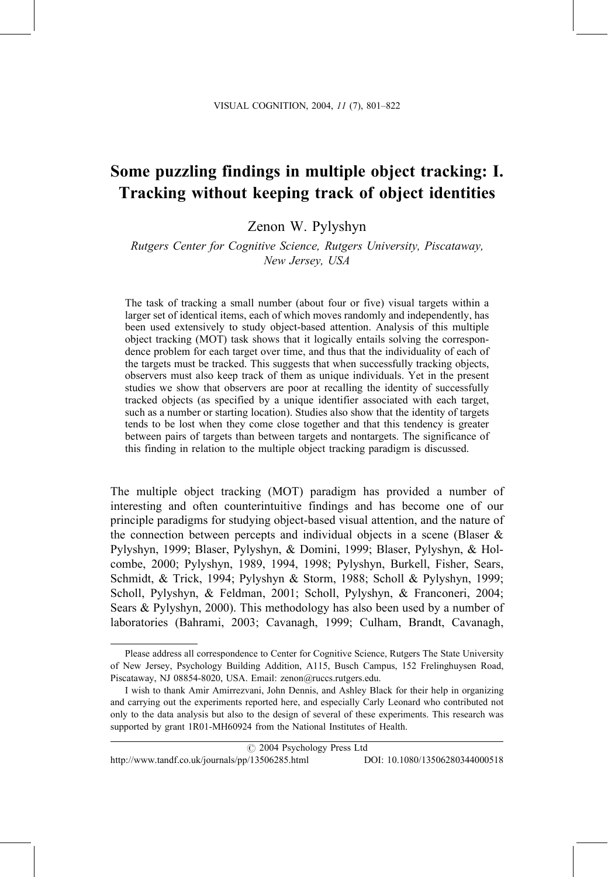# Some puzzling findings in multiple object tracking: I. Tracking without keeping track of object identities

Zenon W. Pylyshyn

*Rutgers Center for Cognitive Science, Rutgers University, Piscataway, New Jersey, USA*

The task of tracking a small number (about four or five) visual targets within a larger set of identical items, each of which moves randomly and independently, has been used extensively to study object-based attention. Analysis of this multiple object tracking (MOT) task shows that it logically entails solving the correspondence problem for each target over time, and thus that the individuality of each of the targets must be tracked. This suggests that when successfully tracking objects, observers must also keep track of them as unique individuals. Yet in the present studies we show that observers are poor at recalling the identity of successfully tracked objects (as specified by a unique identifier associated with each target, such as a number or starting location). Studies also show that the identity of targets tends to be lost when they come close together and that this tendency is greater between pairs of targets than between targets and nontargets. The significance of this finding in relation to the multiple object tracking paradigm is discussed.

The multiple object tracking (MOT) paradigm has provided a number of interesting and often counterintuitive findings and has become one of our principle paradigms for studying object-based visual attention, and the nature of the connection between percepts and individual objects in a scene (Blaser & Pylyshyn, 1999; Blaser, Pylyshyn, & Domini, 1999; Blaser, Pylyshyn, & Holcombe, 2000; Pylyshyn, 1989, 1994, 1998; Pylyshyn, Burkell, Fisher, Sears, Schmidt, & Trick, 1994; Pylyshyn & Storm, 1988; Scholl & Pylyshyn, 1999; Scholl, Pylyshyn, & Feldman, 2001; Scholl, Pylyshyn, & Franconeri, 2004; Sears & Pylyshyn, 2000). This methodology has also been used by a number of laboratories (Bahrami, 2003; Cavanagh, 1999; Culham, Brandt, Cavanagh,

---

Please address all correspondence to Center for Cognitive Science, Rutgers The State University of New Jersey, Psychology Building Addition, A115, Busch Campus, 152 Frelinghuysen Road, Piscataway, NJ 08854-8020, USA. Email: zenon@ruccs.rutgers.edu.

I wish to thank Amir Amirrezvani, John Dennis, and Ashley Black for their help in organizing and carrying out the experiments reported here, and especially Carly Leonard who contributed not only to the data analysis but also to the design of several of these experiments. This research was supported by grant 1R01-MH60924 from the National Institutes of Health.

© 2004 Psychology Press Ltd

http://www.tandf.co.uk/journals/pp/13506285.html DOI: 10.1080/13506280344000518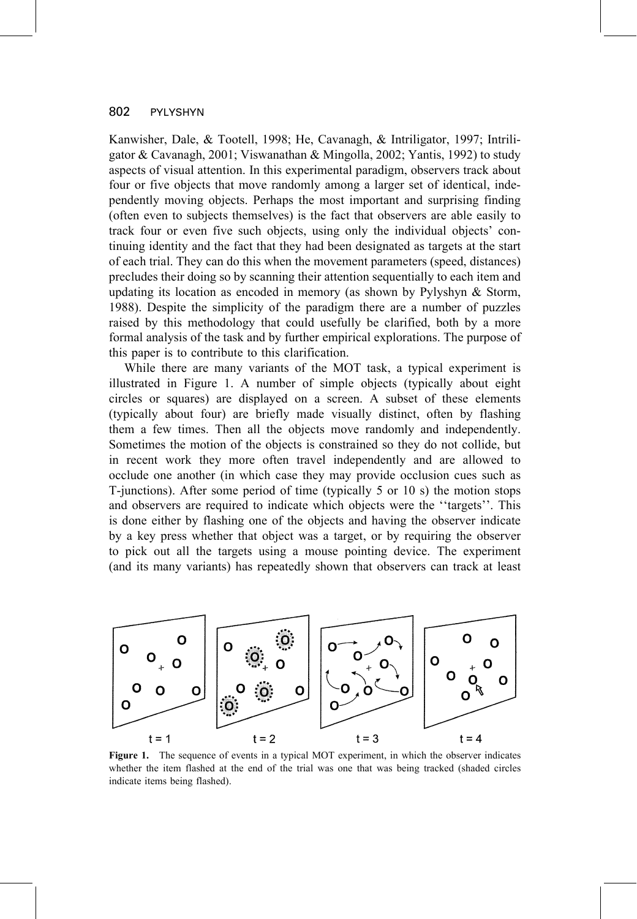Kanwisher, Dale, & Tootell, 1998; He, Cavanagh, & Intriligator, 1997; Intriligator & Cavanagh, 2001; Viswanathan & Mingolla, 2002; Yantis, 1992) to study aspects of visual attention. In this experimental paradigm, observers track about four or five objects that move randomly among a larger set of identical, independently moving objects. Perhaps the most important and surprising finding (often even to subjects themselves) is the fact that observers are able easily to track four or even five such objects, using only the individual objects' continuing identity and the fact that they had been designated as targets at the start of each trial. They can do this when the movement parameters (speed, distances) precludes their doing so by scanning their attention sequentially to each item and updating its location as encoded in memory (as shown by Pylyshyn & Storm, 1988). Despite the simplicity of the paradigm there are a number of puzzles raised by this methodology that could usefully be clarified, both by a more formal analysis of the task and by further empirical explorations. The purpose of this paper is to contribute to this clarification.

While there are many variants of the MOT task, a typical experiment is illustrated in Figure 1. A number of simple objects (typically about eight circles or squares) are displayed on a screen. A subset of these elements (typically about four) are briefly made visually distinct, often by flashing them a few times. Then all the objects move randomly and independently. Sometimes the motion of the objects is constrained so they do not collide, but in recent work they more often travel independently and are allowed to occlude one another (in which case they may provide occlusion cues such as T-junctions). After some period of time (typically 5 or 10 s) the motion stops and observers are required to indicate which objects were the ''targets''. This is done either by flashing one of the objects and having the observer indicate by a key press whether that object was a target, or by requiring the observer to pick out all the targets using a mouse pointing device. The experiment (and its many variants) has repeatedly shown that observers can track at least

t = 1

t = 2

t = 3

t = 4

**Figure 1.** The sequence of events in a typical MOT experiment, in which the observer indicates whether the item flashed at the end of the trial was one that was being tracked (shaded circles indicate items being flashed).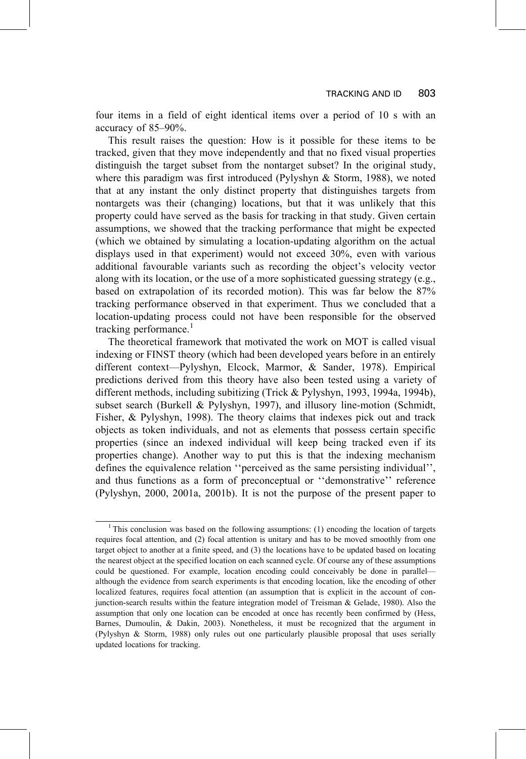four items in a field of eight identical items over a period of 10 s with an accuracy of 85–90%.

This result raises the question: How is it possible for these items to be tracked, given that they move independently and that no fixed visual properties distinguish the target subset from the nontarget subset? In the original study, where this paradigm was first introduced (Pylyshyn & Storm, 1988), we noted that at any instant the only distinct property that distinguishes targets from nontargets was their (changing) locations, but that it was unlikely that this property could have served as the basis for tracking in that study. Given certain assumptions, we showed that the tracking performance that might be expected (which we obtained by simulating a location-updating algorithm on the actual displays used in that experiment) would not exceed 30%, even with various additional favourable variants such as recording the object's velocity vector along with its location, or the use of a more sophisticated guessing strategy (e.g., based on extrapolation of its recorded motion). This was far below the 87% tracking performance observed in that experiment. Thus we concluded that a location-updating process could not have been responsible for the observed tracking performance.[1]

The theoretical framework that motivated the work on MOT is called visual indexing or FINST theory (which had been developed years before in an entirely different context—Pylyshyn, Elcock, Marmor, & Sander, 1978). Empirical predictions derived from this theory have also been tested using a variety of different methods, including subitizing (Trick & Pylyshyn, 1993, 1994a, 1994b), subset search (Burkell & Pylyshyn, 1997), and illusory line-motion (Schmidt, Fisher, & Pylyshyn, 1998). The theory claims that indexes pick out and track objects as token individuals, and not as elements that possess certain specific properties (since an indexed individual will keep being tracked even if its properties change). Another way to put this is that the indexing mechanism defines the equivalence relation ''perceived as the same persisting individual'', and thus functions as a form of preconceptual or ''demonstrative'' reference (Pylyshyn, 2000, 2001a, 2001b). It is not the purpose of the present paper to

[1] This conclusion was based on the following assumptions: (1) encoding the location of targets requires focal attention, and (2) focal attention is unitary and has to be moved smoothly from one target object to another at a finite speed, and (3) the locations have to be updated based on locating the nearest object at the specified location on each scanned cycle. Of course any of these assumptions could be questioned. For example, location encoding could conceivably be done in parallel—although the evidence from search experiments is that encoding location, like the encoding of other localized features, requires focal attention (an assumption that is explicit in the account of conjunction-search results within the feature integration model of Treisman & Gelade, 1980). Also the assumption that only one location can be encoded at once has recently been confirmed by (Hess, Barnes, Dumoulin, & Dakin, 2003). Nonetheless, it must be recognized that the argument in (Pylyshyn & Storm, 1988) only rules out one particularly plausible proposal that uses serially updated locations for tracking.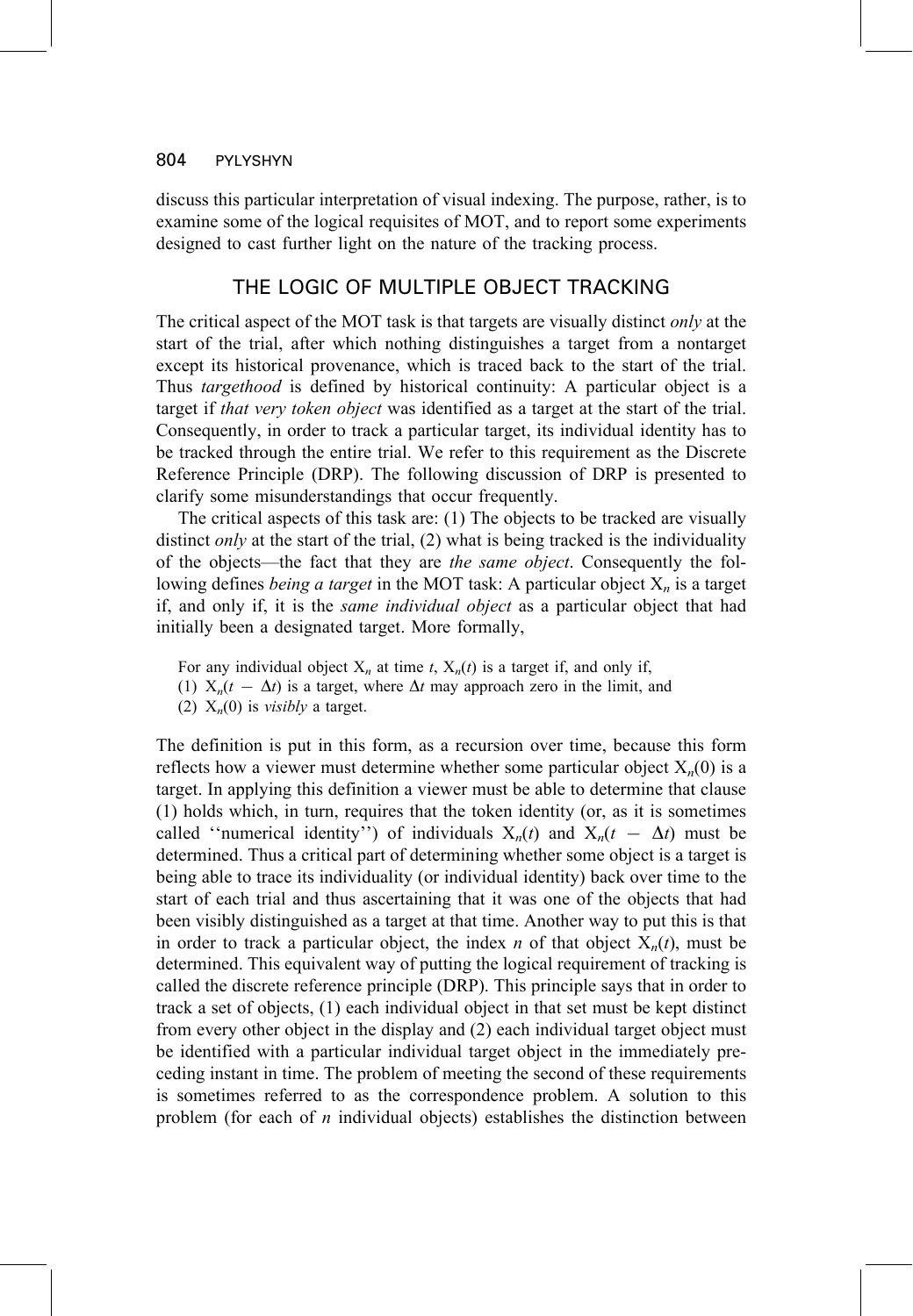discuss this particular interpretation of visual indexing. The purpose, rather, is to examine some of the logical requisites of MOT, and to report some experiments designed to cast further light on the nature of the tracking process.

## THE LOGIC OF MULTIPLE OBJECT TRACKING

The critical aspect of the MOT task is that targets are visually distinct *only* at the start of the trial, after which nothing distinguishes a target from a nontarget except its historical provenance, which is traced back to the start of the trial. Thus *targethood* is defined by historical continuity: A particular object is a target if *that very token object* was identified as a target at the start of the trial. Consequently, in order to track a particular target, its individual identity has to be tracked through the entire trial. We refer to this requirement as the Discrete Reference Principle (DRP). The following discussion of DRP is presented to clarify some misunderstandings that occur frequently.

The critical aspects of this task are: (1) The objects to be tracked are visually distinct *only* at the start of the trial, (2) what is being tracked is the individuality of the objects—the fact that they are *the same object*. Consequently the following defines *being a target* in the MOT task: A particular object $X_n$ is a target if, and only if, it is the *same individual object* as a particular object that had initially been a designated target. More formally,

> For any individual object $X_n$ at time $t$, $X_n(t)$ is a target if, and only if,
> (1) $X_n(t - \Delta t)$ is a target, where $\Delta t$ may approach zero in the limit, and
> (2) $X_n(0)$ is *visibly* a target.

The definition is put in this form, as a recursion over time, because this form reflects how a viewer must determine whether some particular object $X_n(0)$ is a target. In applying this definition a viewer must be able to determine that clause (1) holds which, in turn, requires that the token identity (or, as it is sometimes called ''numerical identity'') of individuals $X_n(t)$ and $X_n(t - \Delta t)$ must be determined. Thus a critical part of determining whether some object is a target is being able to trace its individuality (or individual identity) back over time to the start of each trial and thus ascertaining that it was one of the objects that had been visibly distinguished as a target at that time. Another way to put this is that in order to track a particular object, the index $n$ of that object $X_n(t)$, must be determined. This equivalent way of putting the logical requirement of tracking is called the discrete reference principle (DRP). This principle says that in order to track a set of objects, (1) each individual object in that set must be kept distinct from every other object in the display and (2) each individual target object must be identified with a particular individual target object in the immediately preceding instant in time. The problem of meeting the second of these requirements is sometimes referred to as the correspondence problem. A solution to this problem (for each of $n$ individual objects) establishes the distinction between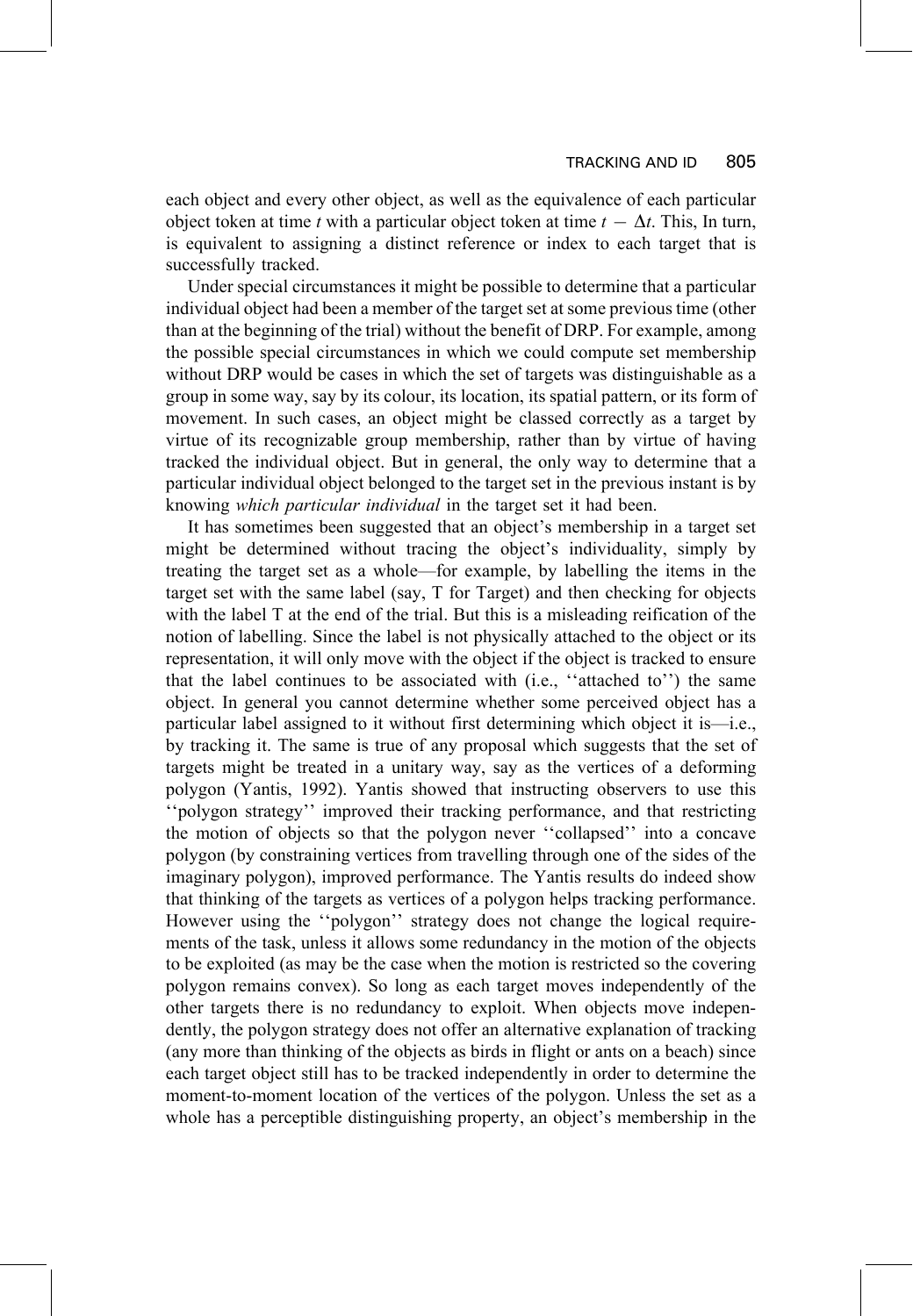each object and every other object, as well as the equivalence of each particular object token at time $t$ with a particular object token at time $t - \Delta t$. This, In turn, is equivalent to assigning a distinct reference or index to each target that is successfully tracked.

Under special circumstances it might be possible to determine that a particular individual object had been a member of the target set at some previous time (other than at the beginning of the trial) without the benefit of DRP. For example, among the possible special circumstances in which we could compute set membership without DRP would be cases in which the set of targets was distinguishable as a group in some way, say by its colour, its location, its spatial pattern, or its form of movement. In such cases, an object might be classed correctly as a target by virtue of its recognizable group membership, rather than by virtue of having tracked the individual object. But in general, the only way to determine that a particular individual object belonged to the target set in the previous instant is by knowing *which particular individual* in the target set it had been.

It has sometimes been suggested that an object's membership in a target set might be determined without tracing the object's individuality, simply by treating the target set as a whole—for example, by labelling the items in the target set with the same label (say, T for Target) and then checking for objects with the label T at the end of the trial. But this is a misleading reification of the notion of labelling. Since the label is not physically attached to the object or its representation, it will only move with the object if the object is tracked to ensure that the label continues to be associated with (i.e., ''attached to'') the same object. In general you cannot determine whether some perceived object has a particular label assigned to it without first determining which object it is—i.e., by tracking it. The same is true of any proposal which suggests that the set of targets might be treated in a unitary way, say as the vertices of a deforming polygon (Yantis, 1992). Yantis showed that instructing observers to use this ''polygon strategy'' improved their tracking performance, and that restricting the motion of objects so that the polygon never ''collapsed'' into a concave polygon (by constraining vertices from travelling through one of the sides of the imaginary polygon), improved performance. The Yantis results do indeed show that thinking of the targets as vertices of a polygon helps tracking performance. However using the ''polygon'' strategy does not change the logical requirements of the task, unless it allows some redundancy in the motion of the objects to be exploited (as may be the case when the motion is restricted so the covering polygon remains convex). So long as each target moves independently of the other targets there is no redundancy to exploit. When objects move independently, the polygon strategy does not offer an alternative explanation of tracking (any more than thinking of the objects as birds in flight or ants on a beach) since each target object still has to be tracked independently in order to determine the moment-to-moment location of the vertices of the polygon. Unless the set as a whole has a perceptible distinguishing property, an object's membership in the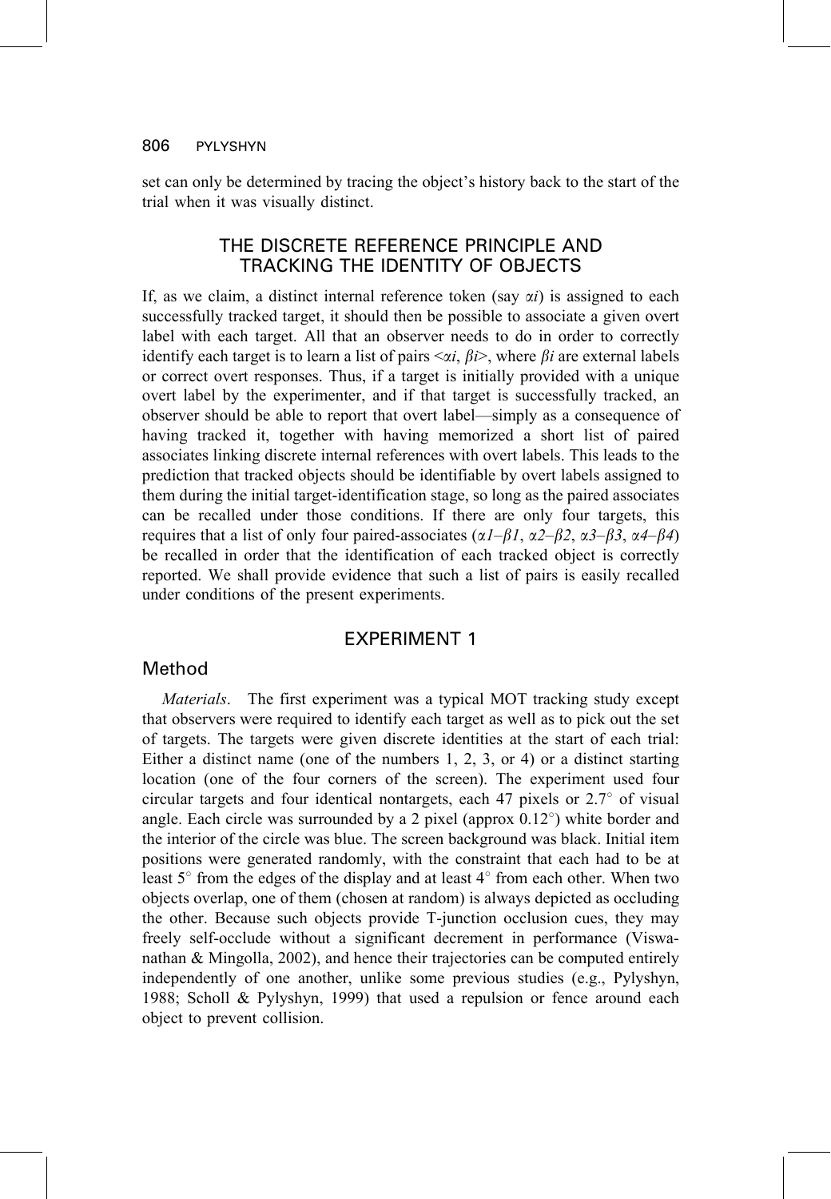set can only be determined by tracing the object's history back to the start of the trial when it was visually distinct.

## THE DISCRETE REFERENCE PRINCIPLE AND TRACKING THE IDENTITY OF OBJECTS

If, as we claim, a distinct internal reference token (say $\alpha i$) is assigned to each successfully tracked target, it should then be possible to associate a given overt label with each target. All that an observer needs to do in order to correctly identify each target is to learn a list of pairs $<\alpha i, \beta i>$, where $\beta i$ are external labels or correct overt responses. Thus, if a target is initially provided with a unique overt label by the experimenter, and if that target is successfully tracked, an observer should be able to report that overt label—simply as a consequence of having tracked it, together with having memorized a short list of paired associates linking discrete internal references with overt labels. This leads to the prediction that tracked objects should be identifiable by overt labels assigned to them during the initial target-identification stage, so long as the paired associates can be recalled under those conditions. If there are only four targets, this requires that a list of only four paired-associates ($\alpha 1$–$\beta 1$, $\alpha 2$–$\beta 2$, $\alpha 3$–$\beta 3$, $\alpha 4$–$\beta 4$) be recalled in order that the identification of each tracked object is correctly reported. We shall provide evidence that such a list of pairs is easily recalled under conditions of the present experiments.

## EXPERIMENT 1

### Method

*Materials*. The first experiment was a typical MOT tracking study except that observers were required to identify each target as well as to pick out the set of targets. The targets were given discrete identities at the start of each trial: Either a distinct name (one of the numbers 1, 2, 3, or 4) or a distinct starting location (one of the four corners of the screen). The experiment used four circular targets and four identical nontargets, each 47 pixels or 2.7° of visual angle. Each circle was surrounded by a 2 pixel (approx 0.12°) white border and the interior of the circle was blue. The screen background was black. Initial item positions were generated randomly, with the constraint that each had to be at least 5° from the edges of the display and at least 4° from each other. When two objects overlap, one of them (chosen at random) is always depicted as occluding the other. Because such objects provide T-junction occlusion cues, they may freely self-occlude without a significant decrement in performance (Viswanathan & Mingolla, 2002), and hence their trajectories can be computed entirely independently of one another, unlike some previous studies (e.g., Pylyshyn, 1988; Scholl & Pylyshyn, 1999) that used a repulsion or fence around each object to prevent collision.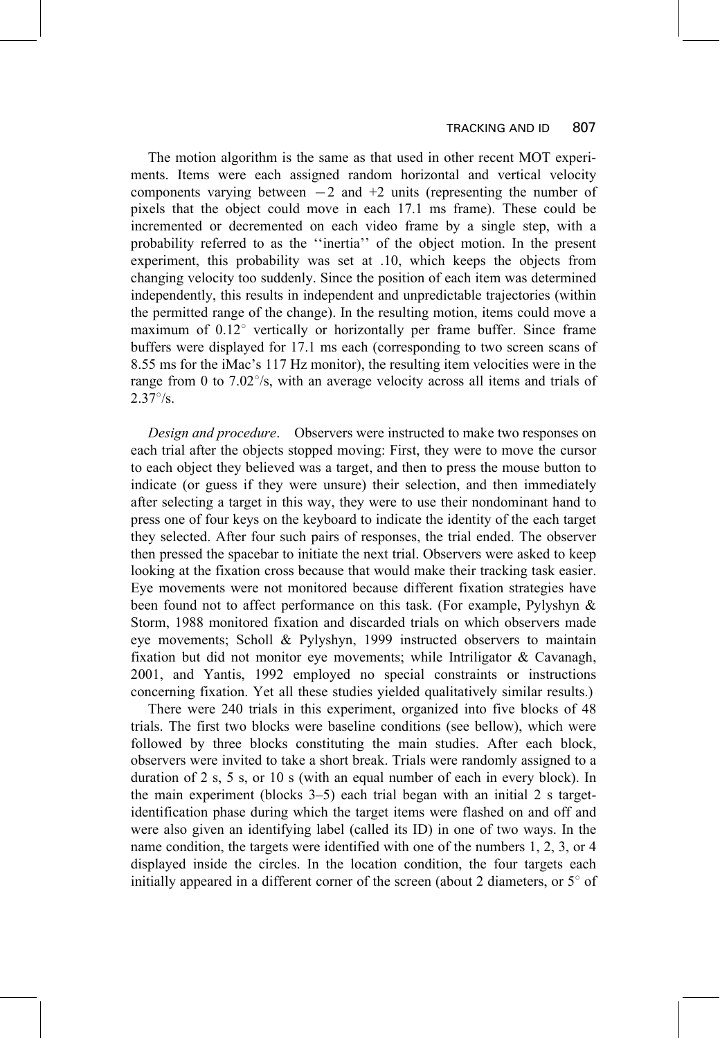The motion algorithm is the same as that used in other recent MOT experiments. Items were each assigned random horizontal and vertical velocity components varying between $-2$ and $+2$ units (representing the number of pixels that the object could move in each 17.1 ms frame). These could be incremented or decremented on each video frame by a single step, with a probability referred to as the ''inertia'' of the object motion. In the present experiment, this probability was set at .10, which keeps the objects from changing velocity too suddenly. Since the position of each item was determined independently, this results in independent and unpredictable trajectories (within the permitted range of the change). In the resulting motion, items could move a maximum of $0.12^{\circ}$ vertically or horizontally per frame buffer. Since frame buffers were displayed for 17.1 ms each (corresponding to two screen scans of 8.55 ms for the iMac's 117 Hz monitor), the resulting item velocities were in the range from 0 to $7.02^{\circ}$/s, with an average velocity across all items and trials of $2.37^{\circ}$/s.

*Design and procedure*. Observers were instructed to make two responses on each trial after the objects stopped moving: First, they were to move the cursor to each object they believed was a target, and then to press the mouse button to indicate (or guess if they were unsure) their selection, and then immediately after selecting a target in this way, they were to use their nondominant hand to press one of four keys on the keyboard to indicate the identity of the each target they selected. After four such pairs of responses, the trial ended. The observer then pressed the spacebar to initiate the next trial. Observers were asked to keep looking at the fixation cross because that would make their tracking task easier. Eye movements were not monitored because different fixation strategies have been found not to affect performance on this task. (For example, Pylyshyn & Storm, 1988 monitored fixation and discarded trials on which observers made eye movements; Scholl & Pylyshyn, 1999 instructed observers to maintain fixation but did not monitor eye movements; while Intriligator & Cavanagh, 2001, and Yantis, 1992 employed no special constraints or instructions concerning fixation. Yet all these studies yielded qualitatively similar results.)

There were 240 trials in this experiment, organized into five blocks of 48 trials. The first two blocks were baseline conditions (see bellow), which were followed by three blocks constituting the main studies. After each block, observers were invited to take a short break. Trials were randomly assigned to a duration of 2 s, 5 s, or 10 s (with an equal number of each in every block). In the main experiment (blocks 3–5) each trial began with an initial 2 s target-identification phase during which the target items were flashed on and off and were also given an identifying label (called its ID) in one of two ways. In the name condition, the targets were identified with one of the numbers 1, 2, 3, or 4 displayed inside the circles. In the location condition, the four targets each initially appeared in a different corner of the screen (about 2 diameters, or $5^{\circ}$ of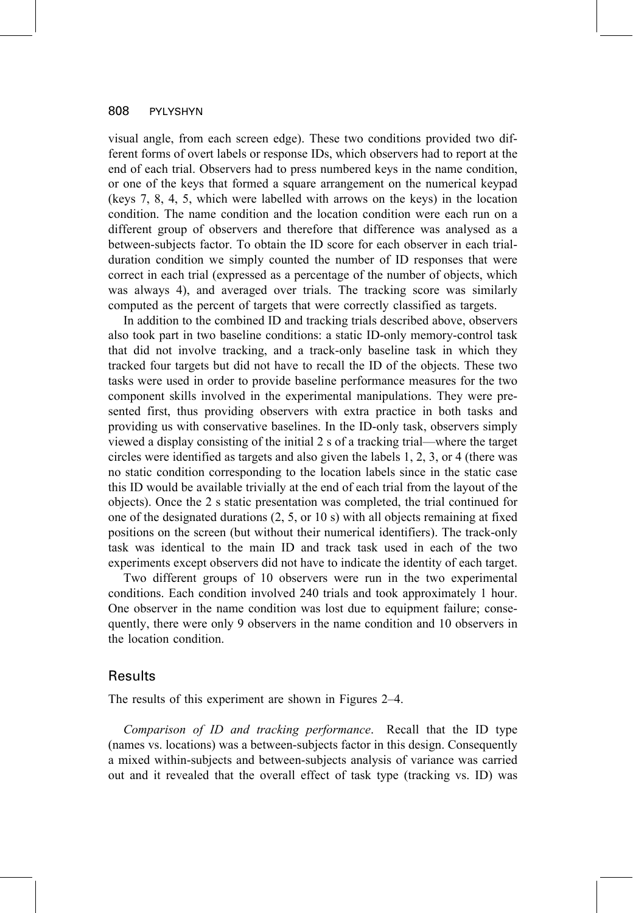visual angle, from each screen edge). These two conditions provided two different forms of overt labels or response IDs, which observers had to report at the end of each trial. Observers had to press numbered keys in the name condition, or one of the keys that formed a square arrangement on the numerical keypad (keys 7, 8, 4, 5, which were labelled with arrows on the keys) in the location condition. The name condition and the location condition were each run on a different group of observers and therefore that difference was analysed as a between-subjects factor. To obtain the ID score for each observer in each trial-duration condition we simply counted the number of ID responses that were correct in each trial (expressed as a percentage of the number of objects, which was always 4), and averaged over trials. The tracking score was similarly computed as the percent of targets that were correctly classified as targets.

In addition to the combined ID and tracking trials described above, observers also took part in two baseline conditions: a static ID-only memory-control task that did not involve tracking, and a track-only baseline task in which they tracked four targets but did not have to recall the ID of the objects. These two tasks were used in order to provide baseline performance measures for the two component skills involved in the experimental manipulations. They were presented first, thus providing observers with extra practice in both tasks and providing us with conservative baselines. In the ID-only task, observers simply viewed a display consisting of the initial 2 s of a tracking trial—where the target circles were identified as targets and also given the labels 1, 2, 3, or 4 (there was no static condition corresponding to the location labels since in the static case this ID would be available trivially at the end of each trial from the layout of the objects). Once the 2 s static presentation was completed, the trial continued for one of the designated durations (2, 5, or 10 s) with all objects remaining at fixed positions on the screen (but without their numerical identifiers). The track-only task was identical to the main ID and track task used in each of the two experiments except observers did not have to indicate the identity of each target.

Two different groups of 10 observers were run in the two experimental conditions. Each condition involved 240 trials and took approximately 1 hour. One observer in the name condition was lost due to equipment failure; consequently, there were only 9 observers in the name condition and 10 observers in the location condition.

## Results

The results of this experiment are shown in Figures 2–4.

*Comparison of ID and tracking performance*. Recall that the ID type (names vs. locations) was a between-subjects factor in this design. Consequently a mixed within-subjects and between-subjects analysis of variance was carried out and it revealed that the overall effect of task type (tracking vs. ID) was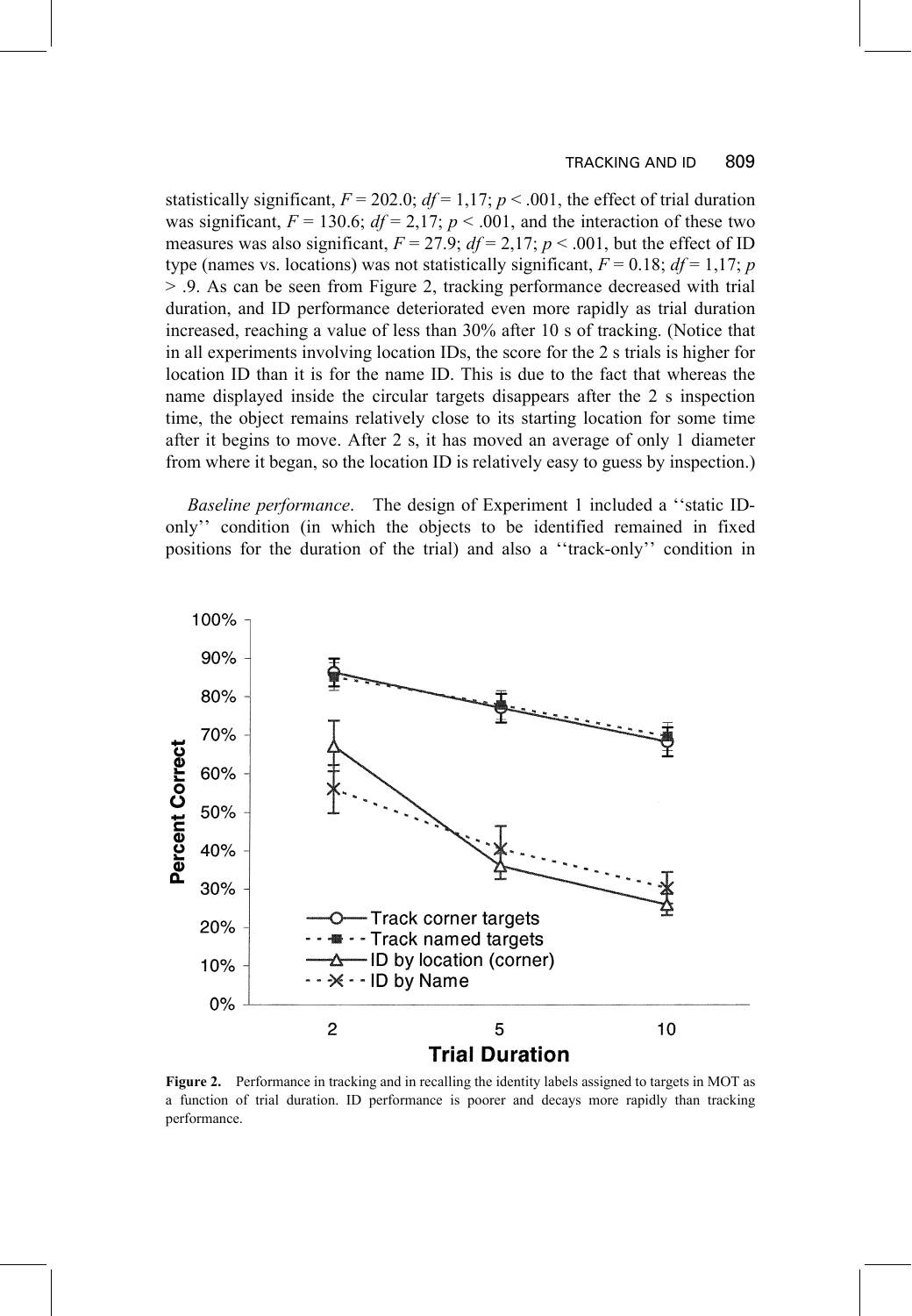statistically significant, $F = 202.0$; $df = 1,17$; $p < .001$, the effect of trial duration was significant, $F = 130.6$; $df = 2,17$; $p < .001$, and the interaction of these two measures was also significant, $F = 27.9$; $df = 2,17$; $p < .001$, but the effect of ID type (names vs. locations) was not statistically significant, $F = 0.18$; $df = 1,17$; $p > .9$. As can be seen from Figure 2, tracking performance decreased with trial duration, and ID performance deteriorated even more rapidly as trial duration increased, reaching a value of less than 30% after 10 s of tracking. (Notice that in all experiments involving location IDs, the score for the 2 s trials is higher for location ID than it is for the name ID. This is due to the fact that whereas the name displayed inside the circular targets disappears after the 2 s inspection time, the object remains relatively close to its starting location for some time after it begins to move. After 2 s, it has moved an average of only 1 diameter from where it began, so the location ID is relatively easy to guess by inspection.)

*Baseline performance*. The design of Experiment 1 included a ''static ID-only'' condition (in which the objects to be identified remained in fixed positions for the duration of the trial) and also a ''track-only'' condition in

Percent Correct

100%
90%
80%
70%
60%
50%
40%
30%
20%
10%
0%

Trial Duration

2
5
10

Track corner targets
Track named targets
ID by location (corner)
ID by Name

**Figure 2.** Performance in tracking and in recalling the identity labels assigned to targets in MOT as a function of trial duration. ID performance is poorer and decays more rapidly than tracking performance.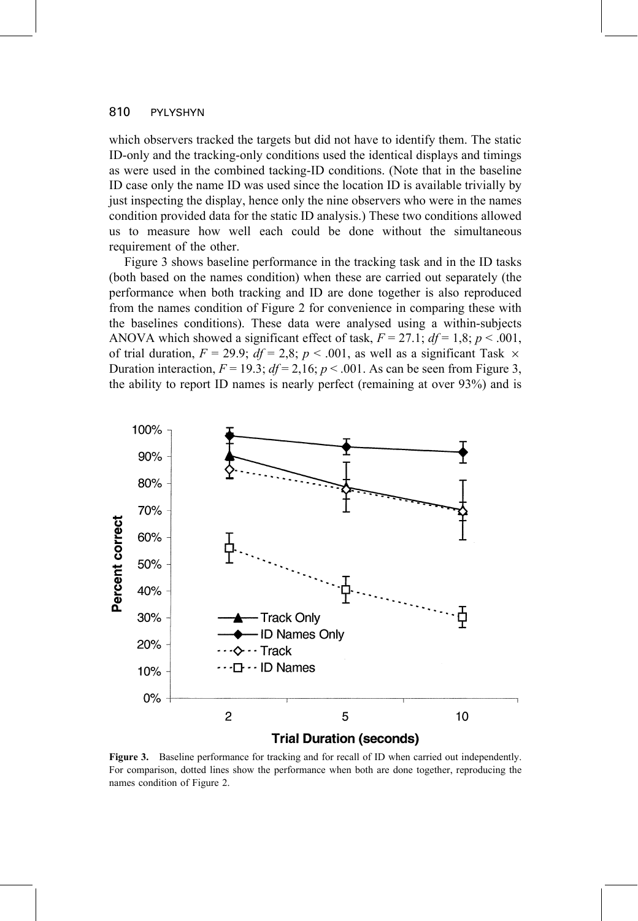which observers tracked the targets but did not have to identify them. The static ID-only and the tracking-only conditions used the identical displays and timings as were used in the combined tacking-ID conditions. (Note that in the baseline ID case only the name ID was used since the location ID is available trivially by just inspecting the display, hence only the nine observers who were in the names condition provided data for the static ID analysis.) These two conditions allowed us to measure how well each could be done without the simultaneous requirement of the other.

Figure 3 shows baseline performance in the tracking task and in the ID tasks (both based on the names condition) when these are carried out separately (the performance when both tracking and ID are done together is also reproduced from the names condition of Figure 2 for convenience in comparing these with the baselines conditions). These data were analysed using a within-subjects ANOVA which showed a significant effect of task, $F = 27.1$; $df = 1,8$; $p < .001$, of trial duration, $F = 29.9$; $df = 2,8$; $p < .001$, as well as a significant Task $\times$ Duration interaction, $F = 19.3$; $df = 2,16$; $p < .001$. As can be seen from Figure 3, the ability to report ID names is nearly perfect (remaining at over 93%) and is

100%
90%
80%
70%
60%
50%
40%
30%
20%
10%
0%

Percent correct

Track Only
ID Names Only
Track
ID Names

2
5
10

Trial Duration (seconds)

**Figure 3.** Baseline performance for tracking and for recall of ID when carried out independently. For comparison, dotted lines show the performance when both are done together, reproducing the names condition of Figure 2.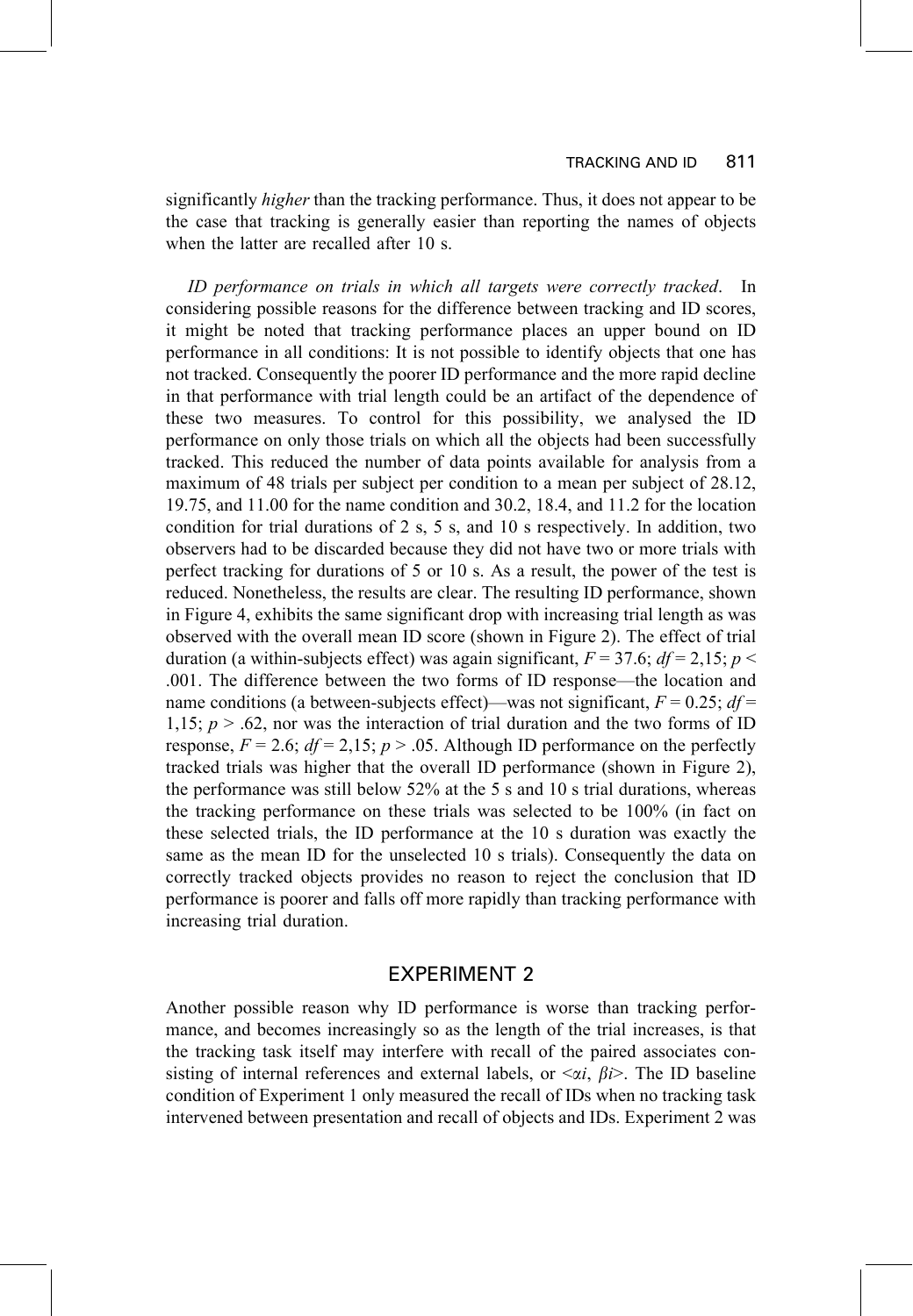significantly *higher* than the tracking performance. Thus, it does not appear to be the case that tracking is generally easier than reporting the names of objects when the latter are recalled after 10 s.

*ID performance on trials in which all targets were correctly tracked*. In considering possible reasons for the difference between tracking and ID scores, it might be noted that tracking performance places an upper bound on ID performance in all conditions: It is not possible to identify objects that one has not tracked. Consequently the poorer ID performance and the more rapid decline in that performance with trial length could be an artifact of the dependence of these two measures. To control for this possibility, we analysed the ID performance on only those trials on which all the objects had been successfully tracked. This reduced the number of data points available for analysis from a maximum of 48 trials per subject per condition to a mean per subject of 28.12, 19.75, and 11.00 for the name condition and 30.2, 18.4, and 11.2 for the location condition for trial durations of 2 s, 5 s, and 10 s respectively. In addition, two observers had to be discarded because they did not have two or more trials with perfect tracking for durations of 5 or 10 s. As a result, the power of the test is reduced. Nonetheless, the results are clear. The resulting ID performance, shown in Figure 4, exhibits the same significant drop with increasing trial length as was observed with the overall mean ID score (shown in Figure 2). The effect of trial duration (a within-subjects effect) was again significant, $F = 37.6$; $df = 2{,}15$; $p < .001$. The difference between the two forms of ID response—the location and name conditions (a between-subjects effect)—was not significant, $F = 0.25$; $df = 1{,}15$; $p > .62$, nor was the interaction of trial duration and the two forms of ID response, $F = 2.6$; $df = 2{,}15$; $p > .05$. Although ID performance on the perfectly tracked trials was higher that the overall ID performance (shown in Figure 2), the performance was still below 52% at the 5 s and 10 s trial durations, whereas the tracking performance on these trials was selected to be 100% (in fact on these selected trials, the ID performance at the 10 s duration was exactly the same as the mean ID for the unselected 10 s trials). Consequently the data on correctly tracked objects provides no reason to reject the conclusion that ID performance is poorer and falls off more rapidly than tracking performance with increasing trial duration.

## EXPERIMENT 2

Another possible reason why ID performance is worse than tracking performance, and becomes increasingly so as the length of the trial increases, is that the tracking task itself may interfere with recall of the paired associates consisting of internal references and external labels, or $<\alpha i, \beta i>$. The ID baseline condition of Experiment 1 only measured the recall of IDs when no tracking task intervened between presentation and recall of objects and IDs. Experiment 2 was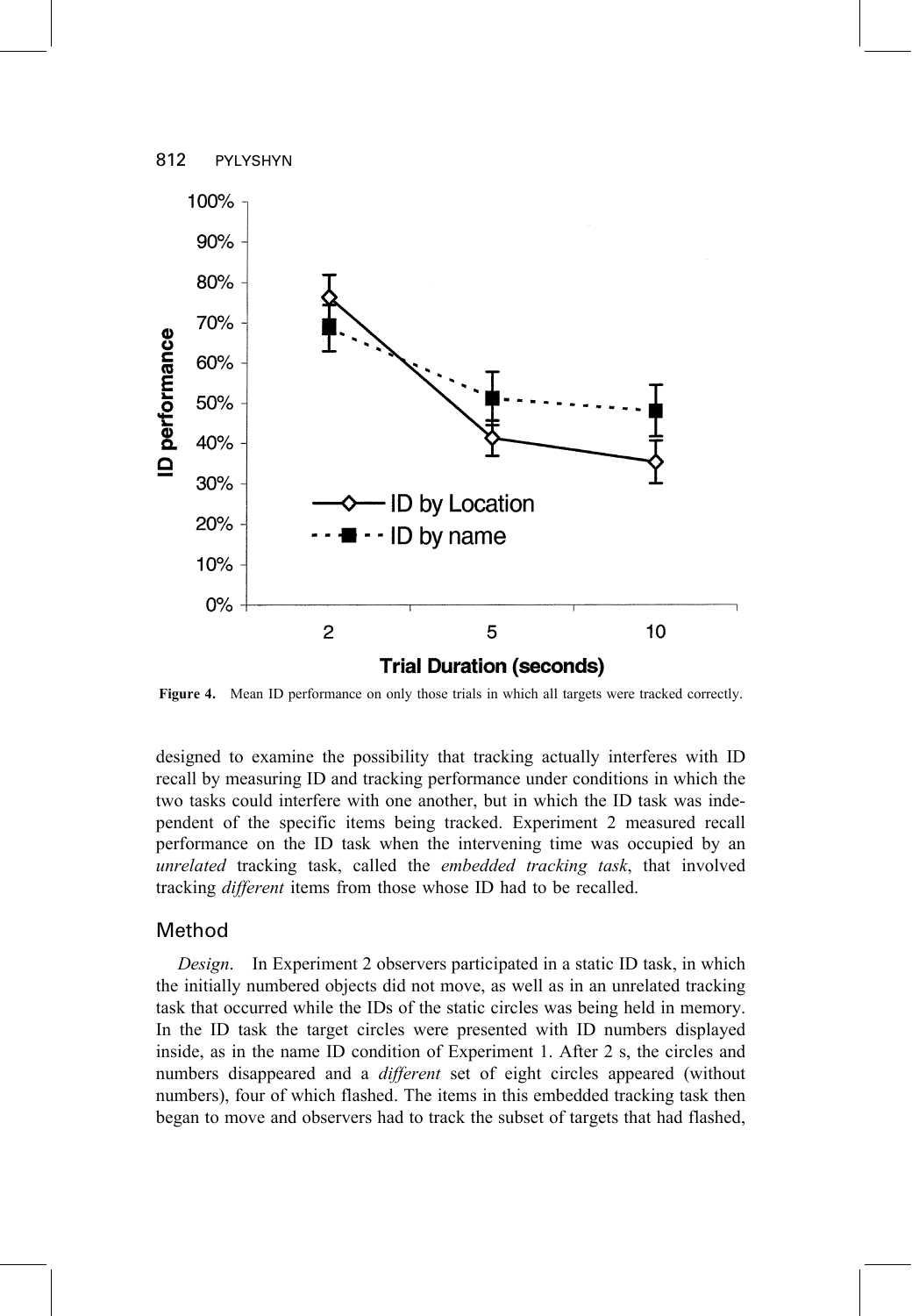100%
90%
80%
70%
60%
50%
40%
30%
20%
10%
0%

ID performance

ID by Location

ID by name

2
5
10

Trial Duration (seconds)

**Figure 4.** Mean ID performance on only those trials in which all targets were tracked correctly.

designed to examine the possibility that tracking actually interferes with ID recall by measuring ID and tracking performance under conditions in which the two tasks could interfere with one another, but in which the ID task was independent of the specific items being tracked. Experiment 2 measured recall performance on the ID task when the intervening time was occupied by an *unrelated* tracking task, called the *embedded tracking task*, that involved tracking *different* items from those whose ID had to be recalled.

## Method

*Design*. In Experiment 2 observers participated in a static ID task, in which the initially numbered objects did not move, as well as in an unrelated tracking task that occurred while the IDs of the static circles was being held in memory. In the ID task the target circles were presented with ID numbers displayed inside, as in the name ID condition of Experiment 1. After 2 s, the circles and numbers disappeared and a *different* set of eight circles appeared (without numbers), four of which flashed. The items in this embedded tracking task then began to move and observers had to track the subset of targets that had flashed,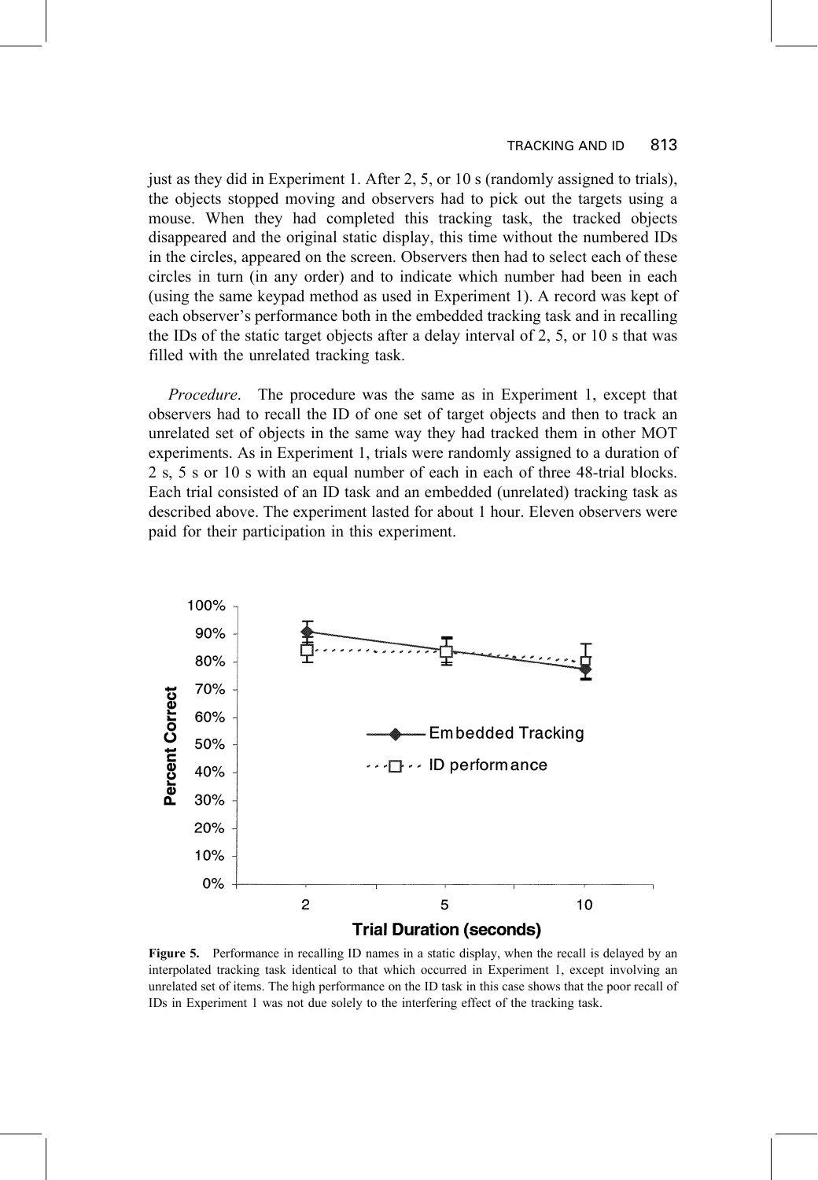just as they did in Experiment 1. After 2, 5, or 10 s (randomly assigned to trials), the objects stopped moving and observers had to pick out the targets using a mouse. When they had completed this tracking task, the tracked objects disappeared and the original static display, this time without the numbered IDs in the circles, appeared on the screen. Observers then had to select each of these circles in turn (in any order) and to indicate which number had been in each (using the same keypad method as used in Experiment 1). A record was kept of each observer's performance both in the embedded tracking task and in recalling the IDs of the static target objects after a delay interval of 2, 5, or 10 s that was filled with the unrelated tracking task.

*Procedure*. The procedure was the same as in Experiment 1, except that observers had to recall the ID of one set of target objects and then to track an unrelated set of objects in the same way they had tracked them in other MOT experiments. As in Experiment 1, trials were randomly assigned to a duration of 2 s, 5 s or 10 s with an equal number of each in each of three 48-trial blocks. Each trial consisted of an ID task and an embedded (unrelated) tracking task as described above. The experiment lasted for about 1 hour. Eleven observers were paid for their participation in this experiment.

Percent Correct
100%
90%
80%
70%
60%
50%
40%
30%
20%
10%
0%
Embedded Tracking
ID performance
2
5
10
Trial Duration (seconds)

**Figure 5.** Performance in recalling ID names in a static display, when the recall is delayed by an interpolated tracking task identical to that which occurred in Experiment 1, except involving an unrelated set of items. The high performance on the ID task in this case shows that the poor recall of IDs in Experiment 1 was not due solely to the interfering effect of the tracking task.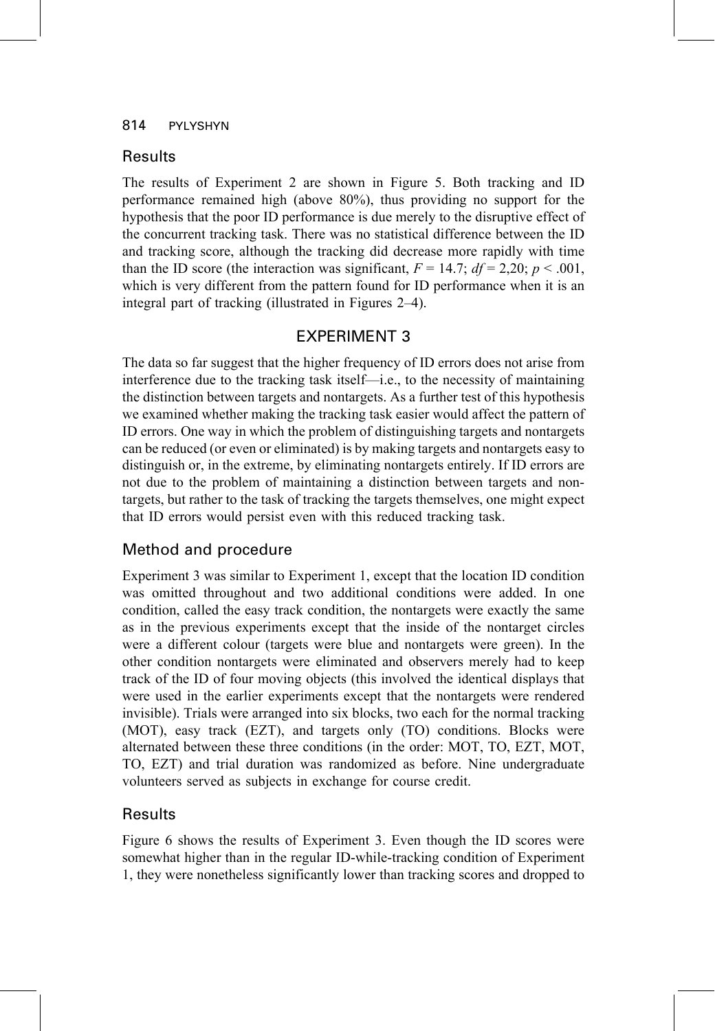## Results

The results of Experiment 2 are shown in Figure 5. Both tracking and ID performance remained high (above 80%), thus providing no support for the hypothesis that the poor ID performance is due merely to the disruptive effect of the concurrent tracking task. There was no statistical difference between the ID and tracking score, although the tracking did decrease more rapidly with time than the ID score (the interaction was significant, $F = 14.7$; $df = 2{,}20$; $p < .001$, which is very different from the pattern found for ID performance when it is an integral part of tracking (illustrated in Figures 2–4).

# EXPERIMENT 3

The data so far suggest that the higher frequency of ID errors does not arise from interference due to the tracking task itself—i.e., to the necessity of maintaining the distinction between targets and nontargets. As a further test of this hypothesis we examined whether making the tracking task easier would affect the pattern of ID errors. One way in which the problem of distinguishing targets and nontargets can be reduced (or even or eliminated) is by making targets and nontargets easy to distinguish or, in the extreme, by eliminating nontargets entirely. If ID errors are not due to the problem of maintaining a distinction between targets and nontargets, but rather to the task of tracking the targets themselves, one might expect that ID errors would persist even with this reduced tracking task.

## Method and procedure

Experiment 3 was similar to Experiment 1, except that the location ID condition was omitted throughout and two additional conditions were added. In one condition, called the easy track condition, the nontargets were exactly the same as in the previous experiments except that the inside of the nontarget circles were a different colour (targets were blue and nontargets were green). In the other condition nontargets were eliminated and observers merely had to keep track of the ID of four moving objects (this involved the identical displays that were used in the earlier experiments except that the nontargets were rendered invisible). Trials were arranged into six blocks, two each for the normal tracking (MOT), easy track (EZT), and targets only (TO) conditions. Blocks were alternated between these three conditions (in the order: MOT, TO, EZT, MOT, TO, EZT) and trial duration was randomized as before. Nine undergraduate volunteers served as subjects in exchange for course credit.

## Results

Figure 6 shows the results of Experiment 3. Even though the ID scores were somewhat higher than in the regular ID-while-tracking condition of Experiment 1, they were nonetheless significantly lower than tracking scores and dropped to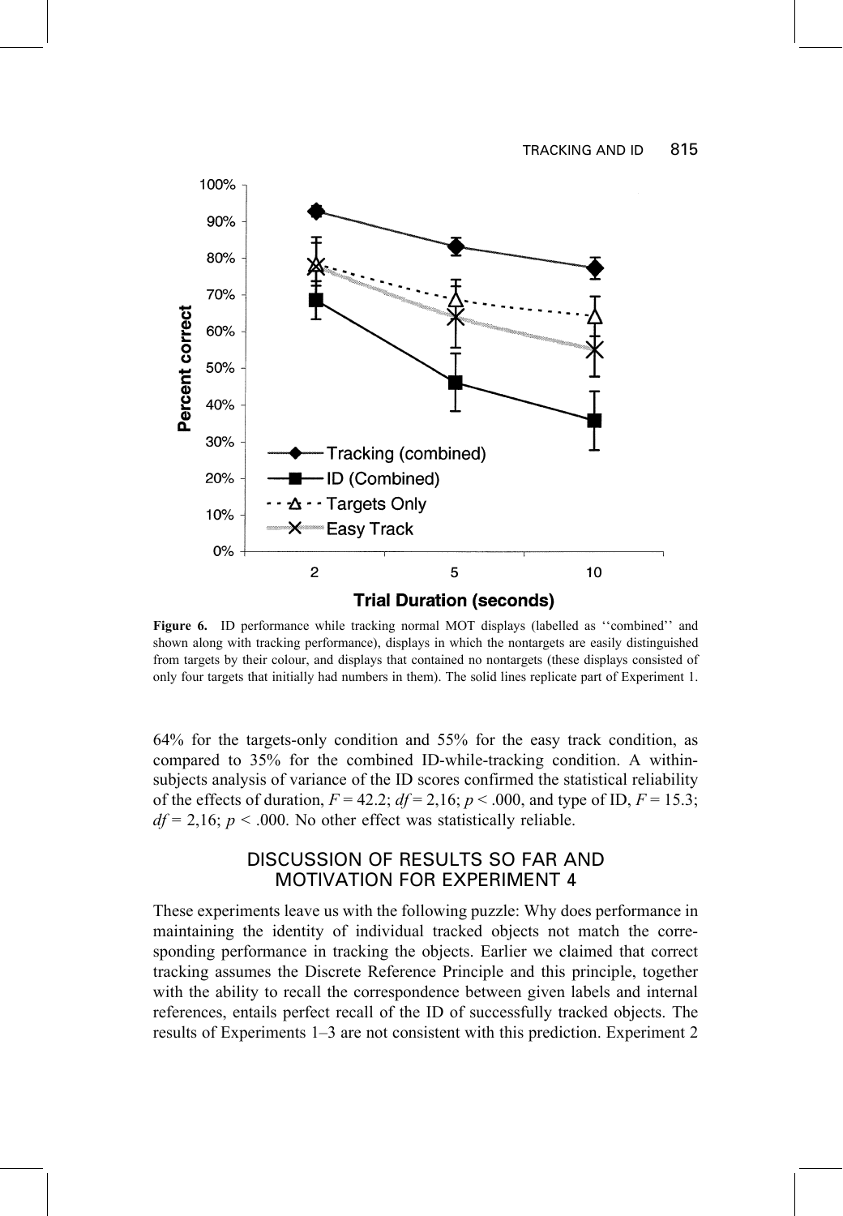100%
90%
80%
70%
60%
50%
40%
30%
20%
10%
0%

Percent correct

Tracking (combined)
ID (Combined)
Targets Only
Easy Track

2
5
10

Trial Duration (seconds)

**Figure 6.** ID performance while tracking normal MOT displays (labelled as ''combined'' and shown along with tracking performance), displays in which the nontargets are easily distinguished from targets by their colour, and displays that contained no nontargets (these displays consisted of only four targets that initially had numbers in them). The solid lines replicate part of Experiment 1.

64% for the targets-only condition and 55% for the easy track condition, as compared to 35% for the combined ID-while-tracking condition. A within-subjects analysis of variance of the ID scores confirmed the statistical reliability of the effects of duration, $F = 42.2$; $df = 2{,}16$; $p < .000$, and type of ID, $F = 15.3$; $df = 2{,}16$; $p < .000$. No other effect was statistically reliable.

## DISCUSSION OF RESULTS SO FAR AND MOTIVATION FOR EXPERIMENT 4

These experiments leave us with the following puzzle: Why does performance in maintaining the identity of individual tracked objects not match the corresponding performance in tracking the objects. Earlier we claimed that correct tracking assumes the Discrete Reference Principle and this principle, together with the ability to recall the correspondence between given labels and internal references, entails perfect recall of the ID of successfully tracked objects. The results of Experiments 1–3 are not consistent with this prediction. Experiment 2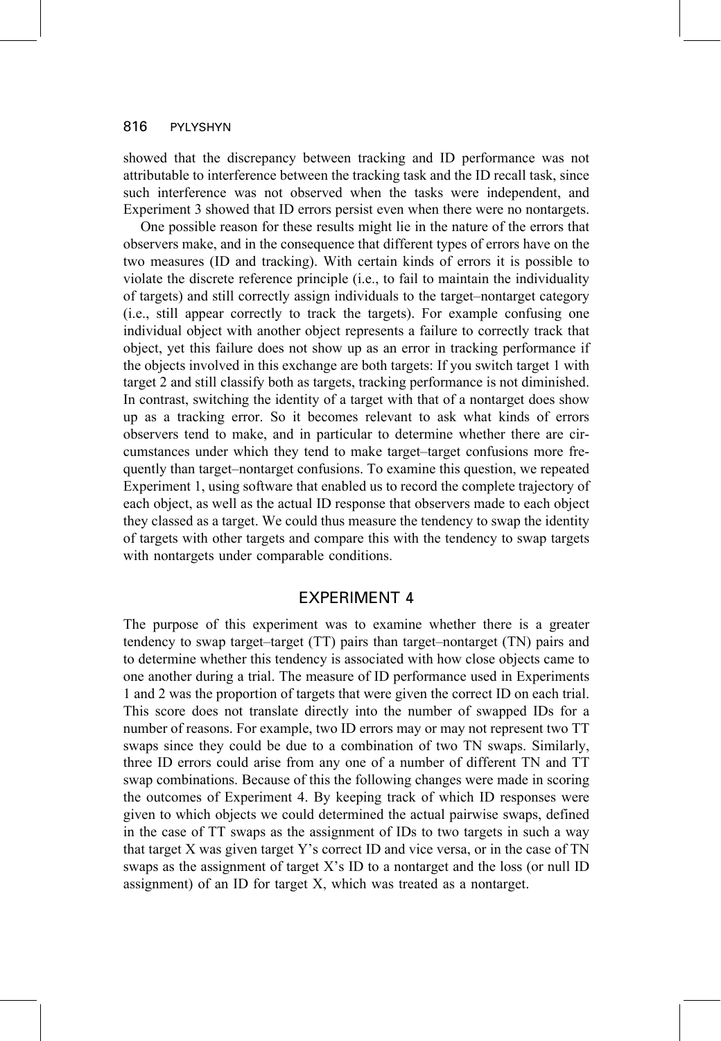showed that the discrepancy between tracking and ID performance was not attributable to interference between the tracking task and the ID recall task, since such interference was not observed when the tasks were independent, and Experiment 3 showed that ID errors persist even when there were no nontargets.

One possible reason for these results might lie in the nature of the errors that observers make, and in the consequence that different types of errors have on the two measures (ID and tracking). With certain kinds of errors it is possible to violate the discrete reference principle (i.e., to fail to maintain the individuality of targets) and still correctly assign individuals to the target–nontarget category (i.e., still appear correctly to track the targets). For example confusing one individual object with another object represents a failure to correctly track that object, yet this failure does not show up as an error in tracking performance if the objects involved in this exchange are both targets: If you switch target 1 with target 2 and still classify both as targets, tracking performance is not diminished. In contrast, switching the identity of a target with that of a nontarget does show up as a tracking error. So it becomes relevant to ask what kinds of errors observers tend to make, and in particular to determine whether there are circumstances under which they tend to make target–target confusions more frequently than target–nontarget confusions. To examine this question, we repeated Experiment 1, using software that enabled us to record the complete trajectory of each object, as well as the actual ID response that observers made to each object they classed as a target. We could thus measure the tendency to swap the identity of targets with other targets and compare this with the tendency to swap targets with nontargets under comparable conditions.

## EXPERIMENT 4

The purpose of this experiment was to examine whether there is a greater tendency to swap target–target (TT) pairs than target–nontarget (TN) pairs and to determine whether this tendency is associated with how close objects came to one another during a trial. The measure of ID performance used in Experiments 1 and 2 was the proportion of targets that were given the correct ID on each trial. This score does not translate directly into the number of swapped IDs for a number of reasons. For example, two ID errors may or may not represent two TT swaps since they could be due to a combination of two TN swaps. Similarly, three ID errors could arise from any one of a number of different TN and TT swap combinations. Because of this the following changes were made in scoring the outcomes of Experiment 4. By keeping track of which ID responses were given to which objects we could determined the actual pairwise swaps, defined in the case of TT swaps as the assignment of IDs to two targets in such a way that target X was given target Y's correct ID and vice versa, or in the case of TN swaps as the assignment of target X's ID to a nontarget and the loss (or null ID assignment) of an ID for target X, which was treated as a nontarget.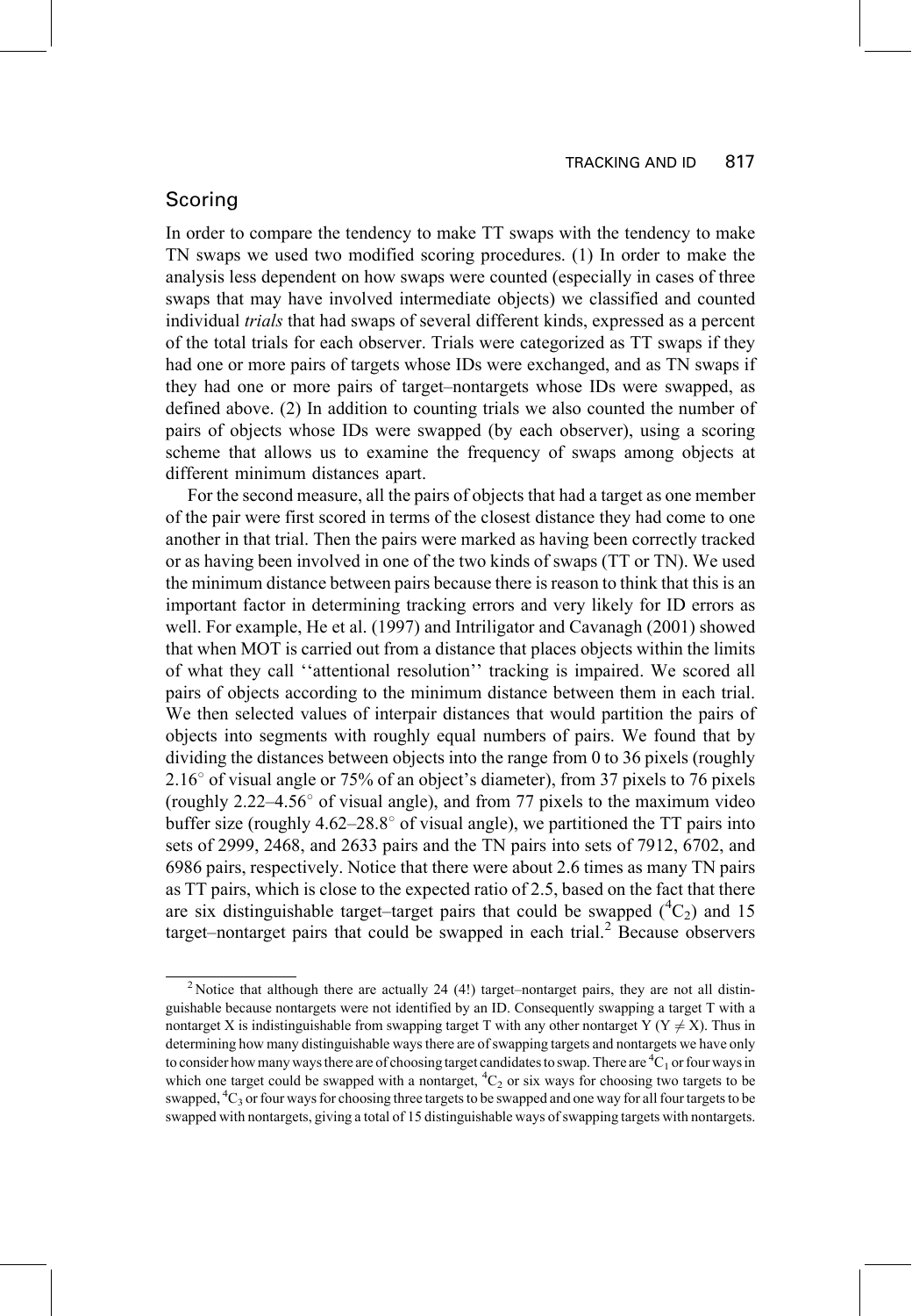## Scoring

In order to compare the tendency to make TT swaps with the tendency to make TN swaps we used two modified scoring procedures. (1) In order to make the analysis less dependent on how swaps were counted (especially in cases of three swaps that may have involved intermediate objects) we classified and counted individual *trials* that had swaps of several different kinds, expressed as a percent of the total trials for each observer. Trials were categorized as TT swaps if they had one or more pairs of targets whose IDs were exchanged, and as TN swaps if they had one or more pairs of target–nontargets whose IDs were swapped, as defined above. (2) In addition to counting trials we also counted the number of pairs of objects whose IDs were swapped (by each observer), using a scoring scheme that allows us to examine the frequency of swaps among objects at different minimum distances apart.

For the second measure, all the pairs of objects that had a target as one member of the pair were first scored in terms of the closest distance they had come to one another in that trial. Then the pairs were marked as having been correctly tracked or as having been involved in one of the two kinds of swaps (TT or TN). We used the minimum distance between pairs because there is reason to think that this is an important factor in determining tracking errors and very likely for ID errors as well. For example, He et al. (1997) and Intriligator and Cavanagh (2001) showed that when MOT is carried out from a distance that places objects within the limits of what they call ''attentional resolution'' tracking is impaired. We scored all pairs of objects according to the minimum distance between them in each trial. We then selected values of interpair distances that would partition the pairs of objects into segments with roughly equal numbers of pairs. We found that by dividing the distances between objects into the range from 0 to 36 pixels (roughly $2.16^\circ$ of visual angle or 75% of an object's diameter), from 37 pixels to 76 pixels (roughly $2.22$–$4.56^\circ$ of visual angle), and from 77 pixels to the maximum video buffer size (roughly $4.62$–$28.8^\circ$ of visual angle), we partitioned the TT pairs into sets of 2999, 2468, and 2633 pairs and the TN pairs into sets of 7912, 6702, and 6986 pairs, respectively. Notice that there were about 2.6 times as many TN pairs as TT pairs, which is close to the expected ratio of 2.5, based on the fact that there are six distinguishable target–target pairs that could be swapped (${}^4C_2$) and 15 target–nontarget pairs that could be swapped in each trial.[2] Because observers

[2] Notice that although there are actually 24 (4!) target–nontarget pairs, they are not all distinguishable because nontargets were not identified by an ID. Consequently swapping a target T with a nontarget X is indistinguishable from swapping target T with any other nontarget Y ($Y \neq X$). Thus in determining how many distinguishable ways there are of swapping targets and nontargets we have only to consider how many ways there are of choosing target candidates to swap. There are ${}^4C_1$ or four ways in which one target could be swapped with a nontarget, ${}^4C_2$ or six ways for choosing two targets to be swapped, ${}^4C_3$ or four ways for choosing three targets to be swapped and one way for all four targets to be swapped with nontargets, giving a total of 15 distinguishable ways of swapping targets with nontargets.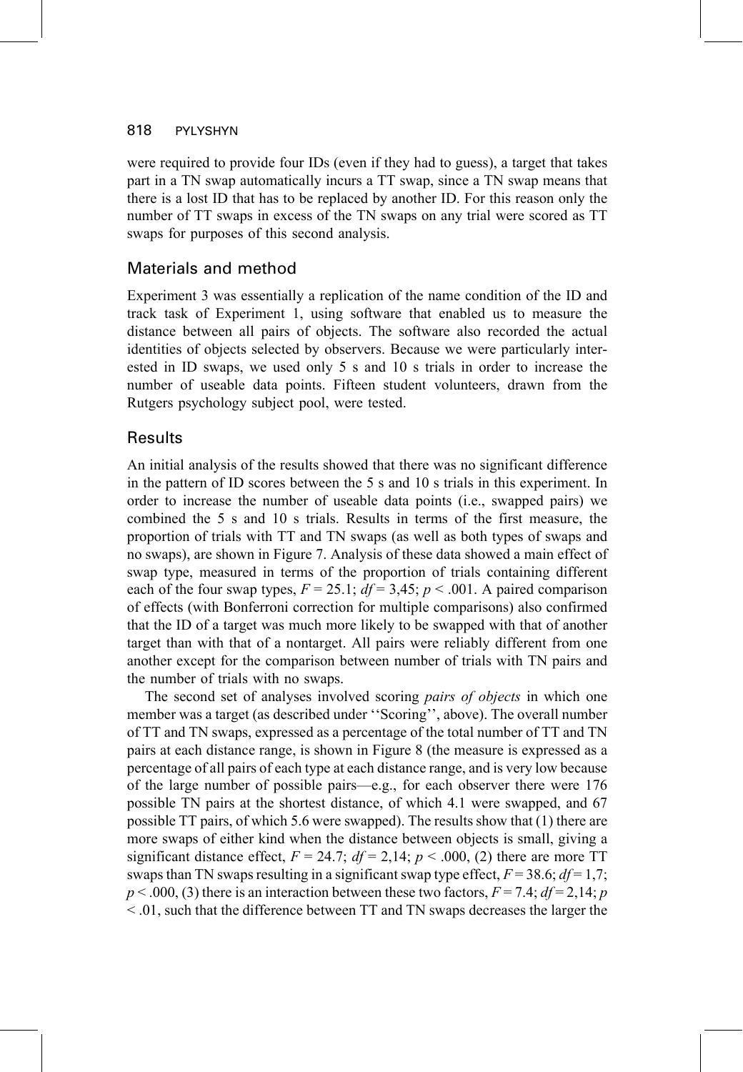were required to provide four IDs (even if they had to guess), a target that takes part in a TN swap automatically incurs a TT swap, since a TN swap means that there is a lost ID that has to be replaced by another ID. For this reason only the number of TT swaps in excess of the TN swaps on any trial were scored as TT swaps for purposes of this second analysis.

## Materials and method

Experiment 3 was essentially a replication of the name condition of the ID and track task of Experiment 1, using software that enabled us to measure the distance between all pairs of objects. The software also recorded the actual identities of objects selected by observers. Because we were particularly interested in ID swaps, we used only 5 s and 10 s trials in order to increase the number of useable data points. Fifteen student volunteers, drawn from the Rutgers psychology subject pool, were tested.

## Results

An initial analysis of the results showed that there was no significant difference in the pattern of ID scores between the 5 s and 10 s trials in this experiment. In order to increase the number of useable data points (i.e., swapped pairs) we combined the 5 s and 10 s trials. Results in terms of the first measure, the proportion of trials with TT and TN swaps (as well as both types of swaps and no swaps), are shown in Figure 7. Analysis of these data showed a main effect of swap type, measured in terms of the proportion of trials containing different each of the four swap types, $F = 25.1$; $df = 3{,}45$; $p < .001$. A paired comparison of effects (with Bonferroni correction for multiple comparisons) also confirmed that the ID of a target was much more likely to be swapped with that of another target than with that of a nontarget. All pairs were reliably different from one another except for the comparison between number of trials with TN pairs and the number of trials with no swaps.

The second set of analyses involved scoring *pairs of objects* in which one member was a target (as described under ''Scoring'', above). The overall number of TT and TN swaps, expressed as a percentage of the total number of TT and TN pairs at each distance range, is shown in Figure 8 (the measure is expressed as a percentage of all pairs of each type at each distance range, and is very low because of the large number of possible pairs—e.g., for each observer there were 176 possible TN pairs at the shortest distance, of which 4.1 were swapped, and 67 possible TT pairs, of which 5.6 were swapped). The results show that (1) there are more swaps of either kind when the distance between objects is small, giving a significant distance effect, $F = 24.7$; $df = 2{,}14$; $p < .000$, (2) there are more TT swaps than TN swaps resulting in a significant swap type effect, $F = 38.6$; $df = 1{,}7$; $p < .000$, (3) there is an interaction between these two factors, $F = 7.4$; $df = 2{,}14$; $p < .01$, such that the difference between TT and TN swaps decreases the larger the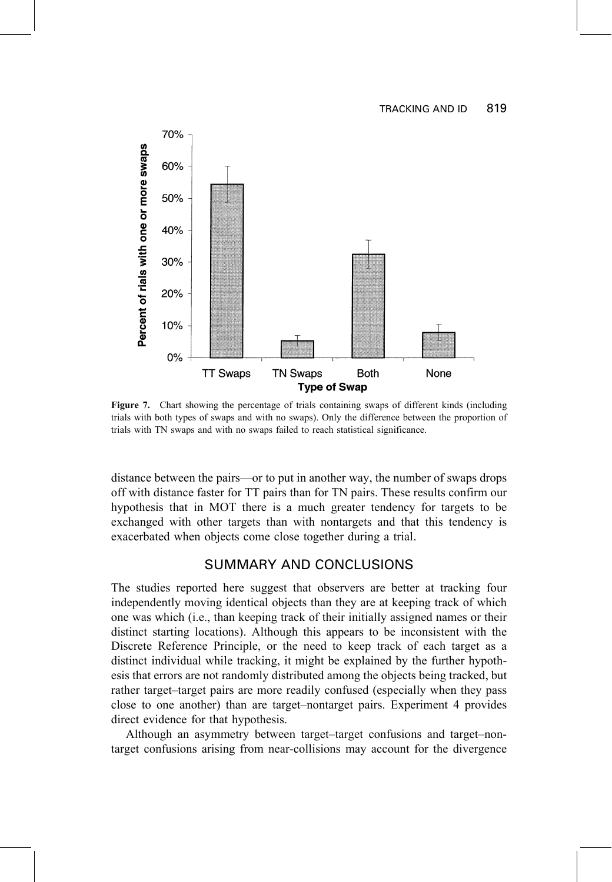70%
60%
50%
40%
30%
20%
10%
0%

Percent of rials with one or more swaps

TT Swaps
TN Swaps
Both
None

Type of Swap

**Figure 7.** Chart showing the percentage of trials containing swaps of different kinds (including trials with both types of swaps and with no swaps). Only the difference between the proportion of trials with TN swaps and with no swaps failed to reach statistical significance.

distance between the pairs—or to put in another way, the number of swaps drops off with distance faster for TT pairs than for TN pairs. These results confirm our hypothesis that in MOT there is a much greater tendency for targets to be exchanged with other targets than with nontargets and that this tendency is exacerbated when objects come close together during a trial.

## SUMMARY AND CONCLUSIONS

The studies reported here suggest that observers are better at tracking four independently moving identical objects than they are at keeping track of which one was which (i.e., than keeping track of their initially assigned names or their distinct starting locations). Although this appears to be inconsistent with the Discrete Reference Principle, or the need to keep track of each target as a distinct individual while tracking, it might be explained by the further hypothesis that errors are not randomly distributed among the objects being tracked, but rather target–target pairs are more readily confused (especially when they pass close to one another) than are target–nontarget pairs. Experiment 4 provides direct evidence for that hypothesis.

Although an asymmetry between target–target confusions and target–nontarget confusions arising from near-collisions may account for the divergence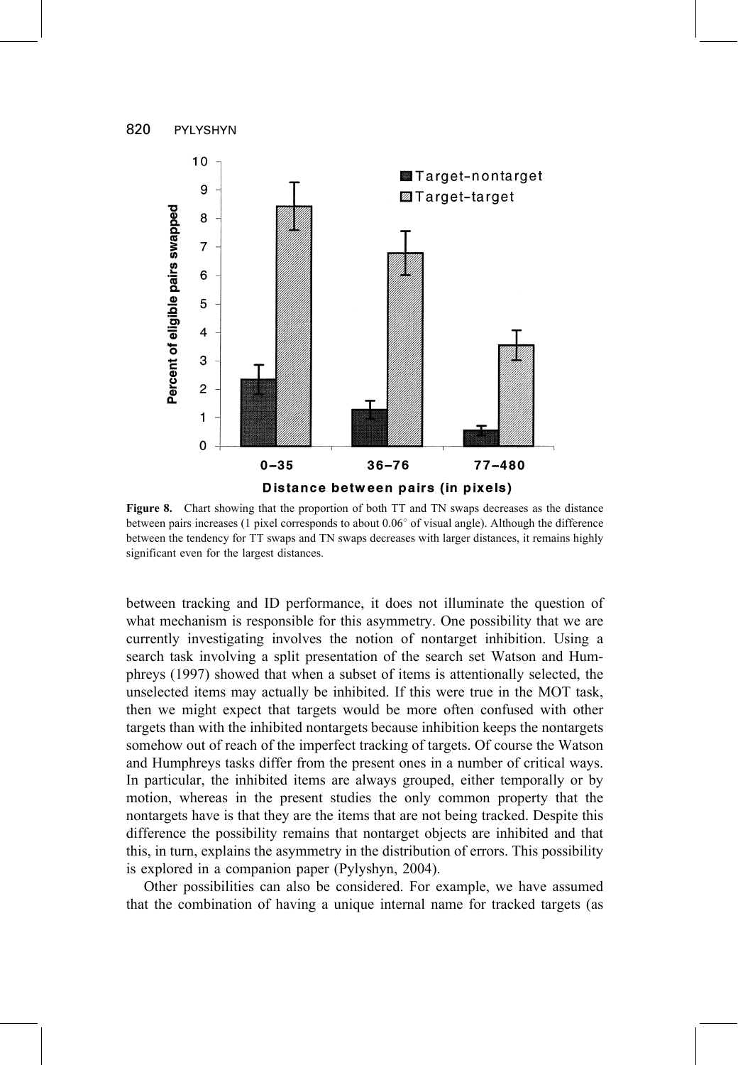10
9
8
7
6
5
4
3
2
1
0

Percent of eligible pairs swapped

Target-nontarget
Target-target

0–35
36–76
77–480

Distance between pairs (in pixels)

**Figure 8.** Chart showing that the proportion of both TT and TN swaps decreases as the distance between pairs increases (1 pixel corresponds to about 0.06° of visual angle). Although the difference between the tendency for TT swaps and TN swaps decreases with larger distances, it remains highly significant even for the largest distances.

between tracking and ID performance, it does not illuminate the question of what mechanism is responsible for this asymmetry. One possibility that we are currently investigating involves the notion of nontarget inhibition. Using a search task involving a split presentation of the search set Watson and Humphreys (1997) showed that when a subset of items is attentionally selected, the unselected items may actually be inhibited. If this were true in the MOT task, then we might expect that targets would be more often confused with other targets than with the inhibited nontargets because inhibition keeps the nontargets somehow out of reach of the imperfect tracking of targets. Of course the Watson and Humphreys tasks differ from the present ones in a number of critical ways. In particular, the inhibited items are always grouped, either temporally or by motion, whereas in the present studies the only common property that the nontargets have is that they are the items that are not being tracked. Despite this difference the possibility remains that nontarget objects are inhibited and that this, in turn, explains the asymmetry in the distribution of errors. This possibility is explored in a companion paper (Pylyshyn, 2004).

Other possibilities can also be considered. For example, we have assumed that the combination of having a unique internal name for tracked targets (as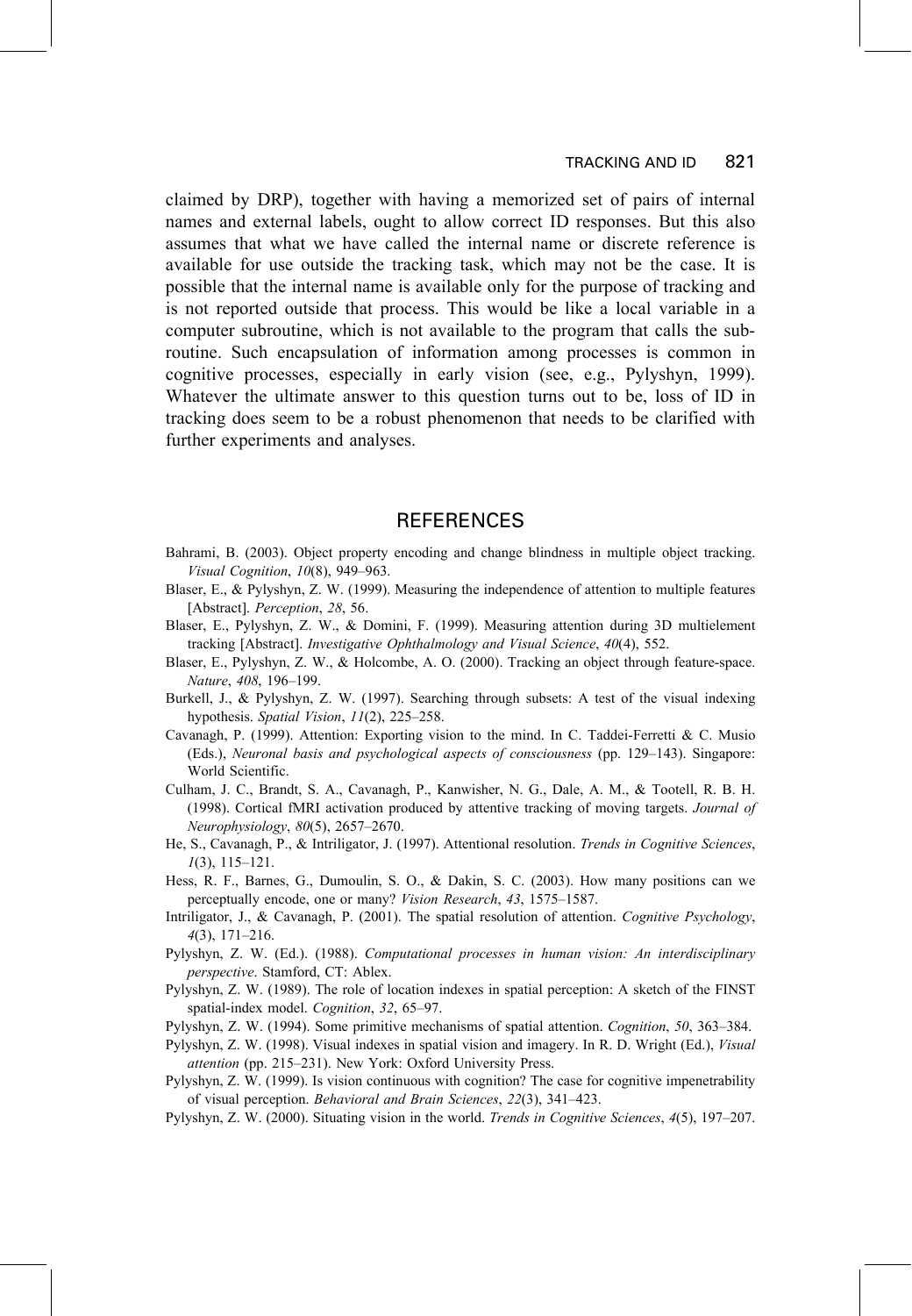claimed by DRP), together with having a memorized set of pairs of internal names and external labels, ought to allow correct ID responses. But this also assumes that what we have called the internal name or discrete reference is available for use outside the tracking task, which may not be the case. It is possible that the internal name is available only for the purpose of tracking and is not reported outside that process. This would be like a local variable in a computer subroutine, which is not available to the program that calls the subroutine. Such encapsulation of information among processes is common in cognitive processes, especially in early vision (see, e.g., Pylyshyn, 1999). Whatever the ultimate answer to this question turns out to be, loss of ID in tracking does seem to be a robust phenomenon that needs to be clarified with further experiments and analyses.

## REFERENCES

Bahrami, B. (2003). Object property encoding and change blindness in multiple object tracking. *Visual Cognition*, *10*(8), 949–963.

Blaser, E., & Pylyshyn, Z. W. (1999). Measuring the independence of attention to multiple features [Abstract]. *Perception*, *28*, 56.

Blaser, E., Pylyshyn, Z. W., & Domini, F. (1999). Measuring attention during 3D multielement tracking [Abstract]. *Investigative Ophthalmology and Visual Science*, *40*(4), 552.

Blaser, E., Pylyshyn, Z. W., & Holcombe, A. O. (2000). Tracking an object through feature-space. *Nature*, *408*, 196–199.

Burkell, J., & Pylyshyn, Z. W. (1997). Searching through subsets: A test of the visual indexing hypothesis. *Spatial Vision*, *11*(2), 225–258.

Cavanagh, P. (1999). Attention: Exporting vision to the mind. In C. Taddei-Ferretti & C. Musio (Eds.), *Neuronal basis and psychological aspects of consciousness* (pp. 129–143). Singapore: World Scientific.

Culham, J. C., Brandt, S. A., Cavanagh, P., Kanwisher, N. G., Dale, A. M., & Tootell, R. B. H. (1998). Cortical fMRI activation produced by attentive tracking of moving targets. *Journal of Neurophysiology*, *80*(5), 2657–2670.

He, S., Cavanagh, P., & Intriligator, J. (1997). Attentional resolution. *Trends in Cognitive Sciences*, *1*(3), 115–121.

Hess, R. F., Barnes, G., Dumoulin, S. O., & Dakin, S. C. (2003). How many positions can we perceptually encode, one or many? *Vision Research*, *43*, 1575–1587.

Intriligator, J., & Cavanagh, P. (2001). The spatial resolution of attention. *Cognitive Psychology*, *4*(3), 171–216.

Pylyshyn, Z. W. (Ed.). (1988). *Computational processes in human vision: An interdisciplinary perspective*. Stamford, CT: Ablex.

Pylyshyn, Z. W. (1989). The role of location indexes in spatial perception: A sketch of the FINST spatial-index model. *Cognition*, *32*, 65–97.

Pylyshyn, Z. W. (1994). Some primitive mechanisms of spatial attention. *Cognition*, *50*, 363–384.

Pylyshyn, Z. W. (1998). Visual indexes in spatial vision and imagery. In R. D. Wright (Ed.), *Visual attention* (pp. 215–231). New York: Oxford University Press.

Pylyshyn, Z. W. (1999). Is vision continuous with cognition? The case for cognitive impenetrability of visual perception. *Behavioral and Brain Sciences*, *22*(3), 341–423.

Pylyshyn, Z. W. (2000). Situating vision in the world. *Trends in Cognitive Sciences*, *4*(5), 197–207.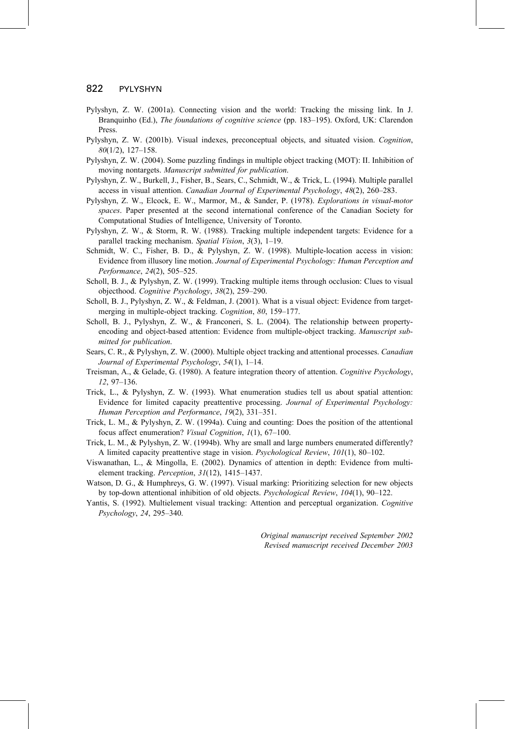Pylyshyn, Z. W. (2001a). Connecting vision and the world: Tracking the missing link. In J. Branquinho (Ed.), *The foundations of cognitive science* (pp. 183–195). Oxford, UK: Clarendon Press.

Pylyshyn, Z. W. (2001b). Visual indexes, preconceptual objects, and situated vision. *Cognition*, *80*(1/2), 127–158.

Pylyshyn, Z. W. (2004). Some puzzling findings in multiple object tracking (MOT): II. Inhibition of moving nontargets. *Manuscript submitted for publication*.

Pylyshyn, Z. W., Burkell, J., Fisher, B., Sears, C., Schmidt, W., & Trick, L. (1994). Multiple parallel access in visual attention. *Canadian Journal of Experimental Psychology*, *48*(2), 260–283.

Pylyshyn, Z. W., Elcock, E. W., Marmor, M., & Sander, P. (1978). *Explorations in visual-motor spaces*. Paper presented at the second international conference of the Canadian Society for Computational Studies of Intelligence, University of Toronto.

Pylyshyn, Z. W., & Storm, R. W. (1988). Tracking multiple independent targets: Evidence for a parallel tracking mechanism. *Spatial Vision*, *3*(3), 1–19.

Schmidt, W. C., Fisher, B. D., & Pylyshyn, Z. W. (1998). Multiple-location access in vision: Evidence from illusory line motion. *Journal of Experimental Psychology: Human Perception and Performance*, *24*(2), 505–525.

Scholl, B. J., & Pylyshyn, Z. W. (1999). Tracking multiple items through occlusion: Clues to visual objecthood. *Cognitive Psychology*, *38*(2), 259–290.

Scholl, B. J., Pylyshyn, Z. W., & Feldman, J. (2001). What is a visual object: Evidence from target-merging in multiple-object tracking. *Cognition*, *80*, 159–177.

Scholl, B. J., Pylyshyn, Z. W., & Franconeri, S. L. (2004). The relationship between property-encoding and object-based attention: Evidence from multiple-object tracking. *Manuscript submitted for publication*.

Sears, C. R., & Pylyshyn, Z. W. (2000). Multiple object tracking and attentional processes. *Canadian Journal of Experimental Psychology*, *54*(1), 1–14.

Treisman, A., & Gelade, G. (1980). A feature integration theory of attention. *Cognitive Psychology*, *12*, 97–136.

Trick, L., & Pylyshyn, Z. W. (1993). What enumeration studies tell us about spatial attention: Evidence for limited capacity preattentive processing. *Journal of Experimental Psychology: Human Perception and Performance*, *19*(2), 331–351.

Trick, L. M., & Pylyshyn, Z. W. (1994a). Cuing and counting: Does the position of the attentional focus affect enumeration? *Visual Cognition*, *1*(1), 67–100.

Trick, L. M., & Pylyshyn, Z. W. (1994b). Why are small and large numbers enumerated differently? A limited capacity preattentive stage in vision. *Psychological Review*, *101*(1), 80–102.

Viswanathan, L., & Mingolla, E. (2002). Dynamics of attention in depth: Evidence from multi-element tracking. *Perception*, *31*(12), 1415–1437.

Watson, D. G., & Humphreys, G. W. (1997). Visual marking: Prioritizing selection for new objects by top-down attentional inhibition of old objects. *Psychological Review*, *104*(1), 90–122.

Yantis, S. (1992). Multielement visual tracking: Attention and perceptual organization. *Cognitive Psychology*, *24*, 295–340.

*Original manuscript received September 2002*
*Revised manuscript received December 2003*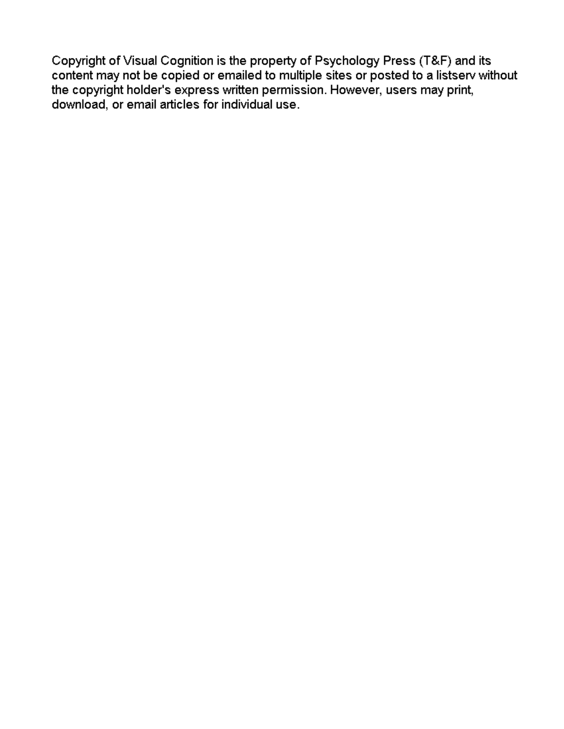Copyright of Visual Cognition is the property of Psychology Press (T&F) and its content may not be copied or emailed to multiple sites or posted to a listserv without the copyright holder's express written permission. However, users may print, download, or email articles for individual use.